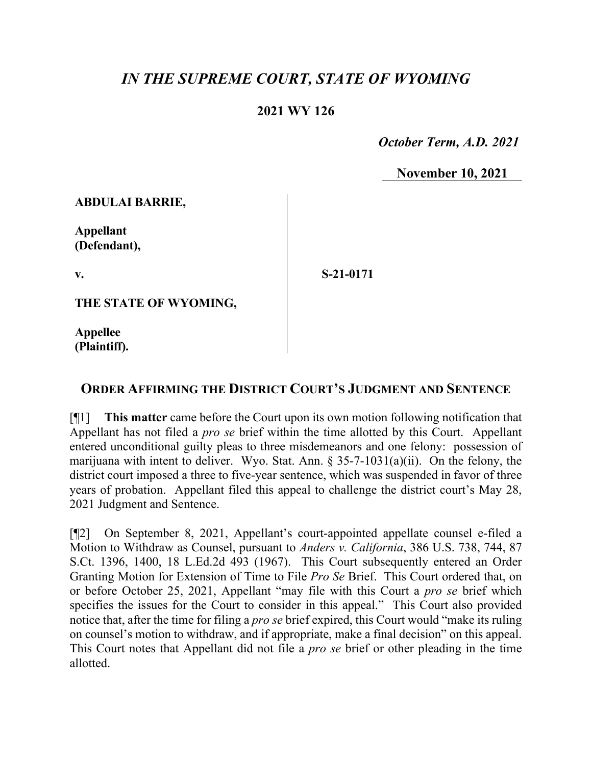# *IN THE SUPREME COURT, STATE OF WYOMING*

**2021 WY 126**

***October Term, A.D. 2021***

**November 10, 2021**

**ABDULAI BARRIE,**

**Appellant (Defendant),**

**v.**

**S-21-0171**

**THE STATE OF WYOMING,**

**Appellee (Plaintiff).**

## ORDER AFFIRMING THE DISTRICT COURT'S JUDGMENT AND SENTENCE

[¶1] **This matter** came before the Court upon its own motion following notification that Appellant has not filed a *pro se* brief within the time allotted by this Court. Appellant entered unconditional guilty pleas to three misdemeanors and one felony: possession of marijuana with intent to deliver. Wyo. Stat. Ann. § 35-7-1031(a)(ii). On the felony, the district court imposed a three to five-year sentence, which was suspended in favor of three years of probation. Appellant filed this appeal to challenge the district court's May 28, 2021 Judgment and Sentence.

[¶2] On September 8, 2021, Appellant's court-appointed appellate counsel e-filed a Motion to Withdraw as Counsel, pursuant to *Anders v. California*, 386 U.S. 738, 744, 87 S.Ct. 1396, 1400, 18 L.Ed.2d 493 (1967). This Court subsequently entered an Order Granting Motion for Extension of Time to File *Pro Se* Brief. This Court ordered that, on or before October 25, 2021, Appellant "may file with this Court a *pro se* brief which specifies the issues for the Court to consider in this appeal." This Court also provided notice that, after the time for filing a *pro se* brief expired, this Court would "make its ruling on counsel's motion to withdraw, and if appropriate, make a final decision" on this appeal. This Court notes that Appellant did not file a *pro se* brief or other pleading in the time allotted.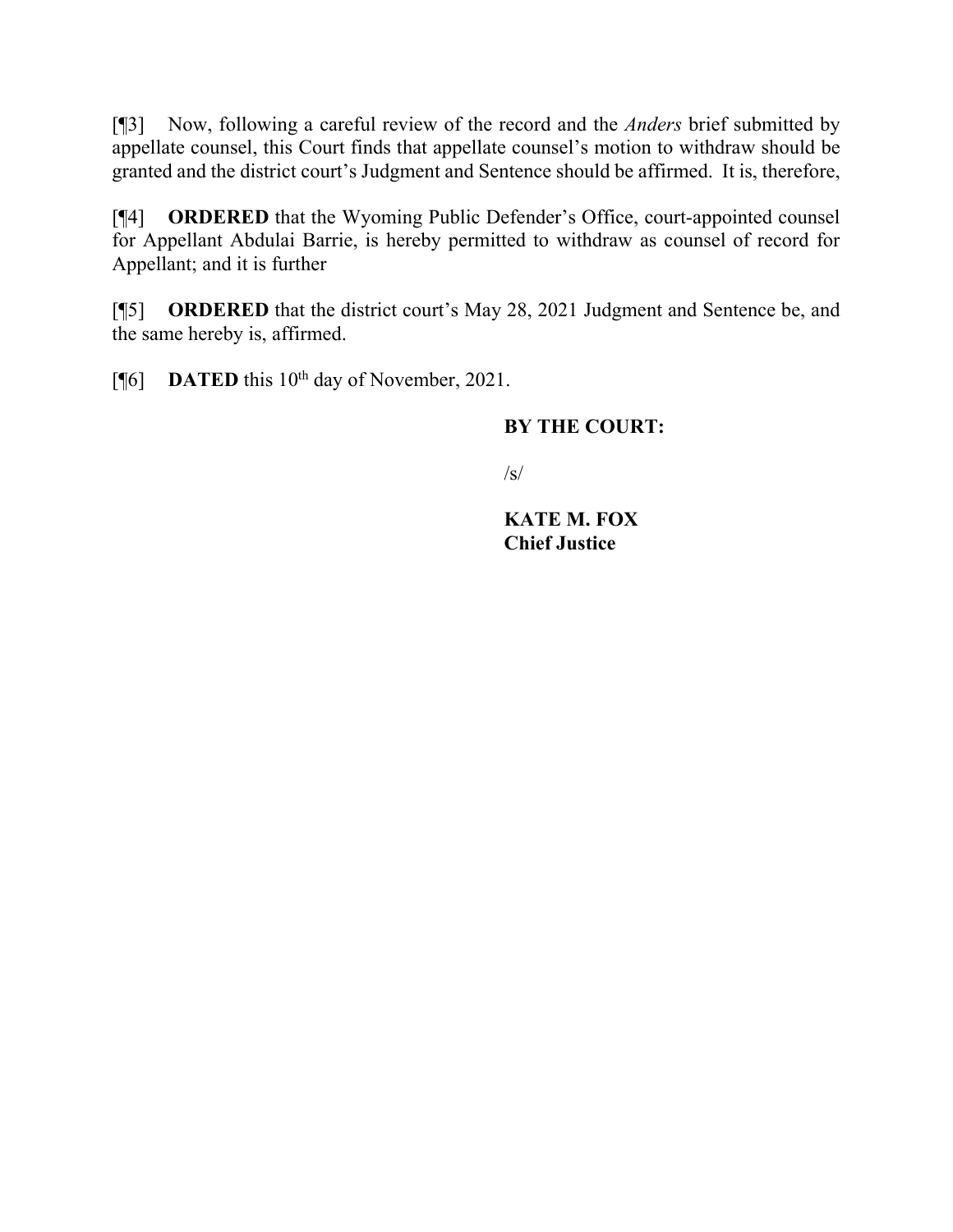[¶3] Now, following a careful review of the record and the *Anders* brief submitted by appellate counsel, this Court finds that appellate counsel's motion to withdraw should be granted and the district court's Judgment and Sentence should be affirmed. It is, therefore,

[¶4] **ORDERED** that the Wyoming Public Defender's Office, court-appointed counsel for Appellant Abdulai Barrie, is hereby permitted to withdraw as counsel of record for Appellant; and it is further

[¶5] **ORDERED** that the district court's May 28, 2021 Judgment and Sentence be, and the same hereby is, affirmed.

[¶6] **DATED** this 10th day of November, 2021.

**BY THE COURT:**

/s/

**KATE M. FOX**
**Chief Justice**